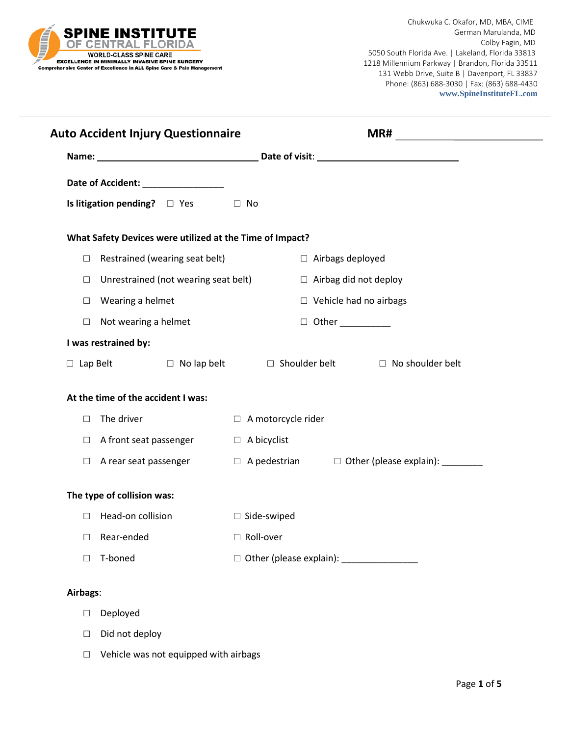**SPINE INSTITUTE OF CENTRAL FLORIDA**
WORLD-CLASS SPINE CARE
EXCELLENCE IN MINIMALLY INVASIVE SPINE SURGERY
Comprehensive Center of Excellence in ALL Spine Care & Pain Management

Chukwuka C. Okafor, MD, MBA, CIME
German Marulanda, MD
Colby Fagin, MD
5050 South Florida Ave. | Lakeland, Florida 33813
1218 Millennium Parkway | Brandon, Florida 33511
131 Webb Drive, Suite B | Davenport, FL 33837
Phone: (863) 688-3030 | Fax: (863) 688-4430
www.SpineInstituteFL.com

---

## Auto Accident Injury Questionnaire

**MR#** ______________________________

**Name:** ________________________________ **Date of visit**: ____________________________

**Date of Accident:** ________________

**Is litigation pending?** ☐ Yes ☐ No

**What Safety Devices were utilized at the Time of Impact?**

- ☐ Restrained (wearing seat belt)
- ☐ Unrestrained (not wearing seat belt)
- ☐ Wearing a helmet
- ☐ Not wearing a helmet
- ☐ Airbags deployed
- ☐ Airbag did not deploy
- ☐ Vehicle had no airbags
- ☐ Other __________

**I was restrained by:**

☐ Lap Belt ☐ No lap belt ☐ Shoulder belt ☐ No shoulder belt

**At the time of the accident I was:**

- ☐ The driver
- ☐ A front seat passenger
- ☐ A rear seat passenger
- ☐ A motorcycle rider
- ☐ A bicyclist
- ☐ A pedestrian
- ☐ Other (please explain): ________

**The type of collision was:**

- ☐ Head-on collision
- ☐ Rear-ended
- ☐ T-boned
- ☐ Side-swiped
- ☐ Roll-over
- ☐ Other (please explain): _______________

**Airbags**:

- ☐ Deployed
- ☐ Did not deploy
- ☐ Vehicle was not equipped with airbags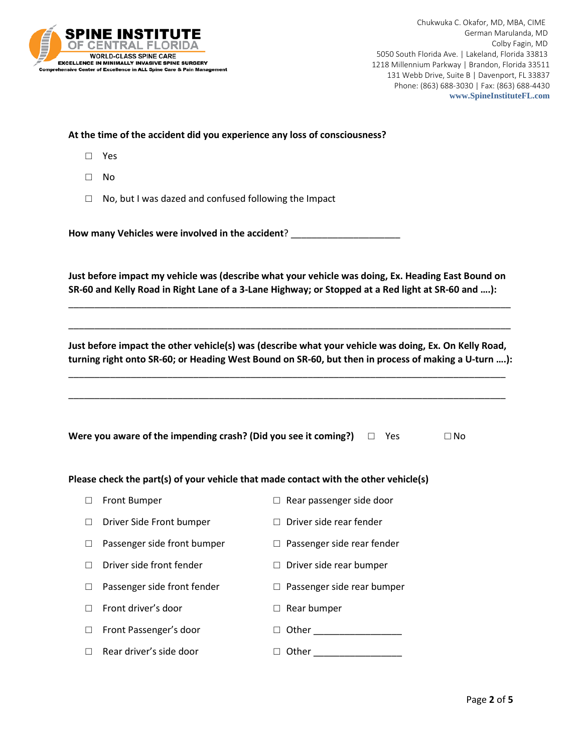At the time of the accident did you experience any loss of consciousness?

- ☐ Yes
- ☐ No
- ☐ No, but I was dazed and confused following the Impact

**How many Vehicles were involved in the accident?** ____________________

**Just before impact my vehicle was (describe what your vehicle was doing, Ex. Heading East Bound on SR-60 and Kelly Road in Right Lane of a 3-Lane Highway; or Stopped at a Red light at SR-60 and ….):**

________________________________________________________________________________

________________________________________________________________________________

**Just before impact the other vehicle(s) was (describe what your vehicle was doing, Ex. On Kelly Road, turning right onto SR-60; or Heading West Bound on SR-60, but then in process of making a U-turn ….):**

________________________________________________________________________________

________________________________________________________________________________

**Were you aware of the impending crash? (Did you see it coming?)** ☐ Yes ☐ No

**Please check the part(s) of your vehicle that made contact with the other vehicle(s)**

- ☐ Front Bumper
- ☐ Driver Side Front bumper
- ☐ Passenger side front bumper
- ☐ Driver side front fender
- ☐ Passenger side front fender
- ☐ Front driver's door
- ☐ Front Passenger's door
- ☐ Rear driver's side door
- ☐ Rear passenger side door
- ☐ Driver side rear fender
- ☐ Passenger side rear fender
- ☐ Driver side rear bumper
- ☐ Passenger side rear bumper
- ☐ Rear bumper
- ☐ Other ________________
- ☐ Other ________________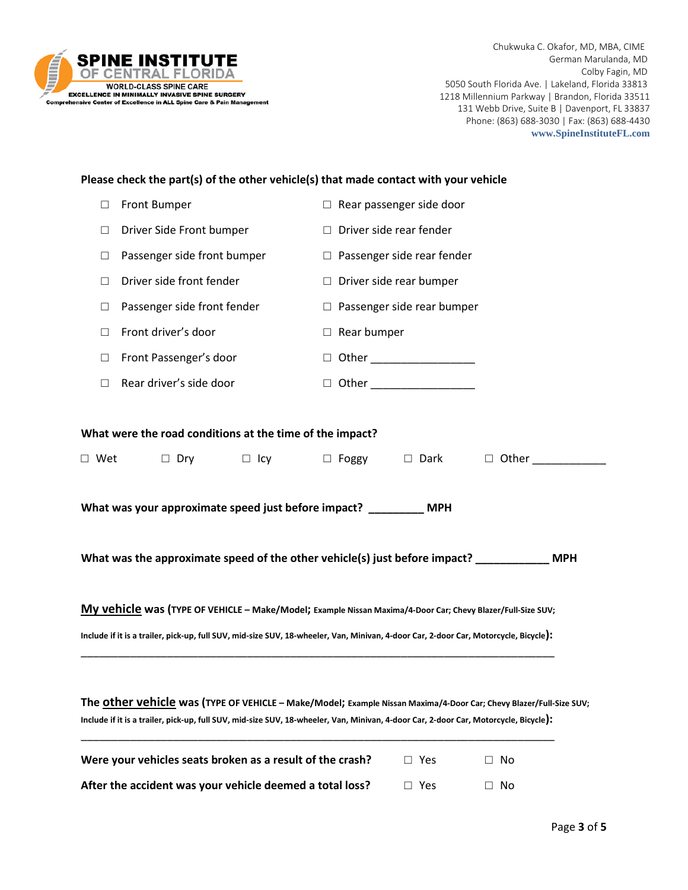**SPINE INSTITUTE OF CENTRAL FLORIDA**
WORLD-CLASS SPINE CARE
EXCELLENCE IN MINIMALLY INVASIVE SPINE SURGERY
Comprehensive Center of Excellence in ALL Spine Care & Pain Management

Chukwuka C. Okafor, MD, MBA, CIME
German Marulanda, MD
Colby Fagin, MD
5050 South Florida Ave. | Lakeland, Florida 33813
1218 Millennium Parkway | Brandon, Florida 33511
131 Webb Drive, Suite B | Davenport, FL 33837
Phone: (863) 688-3030 | Fax: (863) 688-4430
www.SpineInstituteFL.com

**Please check the part(s) of the other vehicle(s) that made contact with your vehicle**

☐ Front Bumper
☐ Driver Side Front bumper
☐ Passenger side front bumper
☐ Driver side front fender
☐ Passenger side front fender
☐ Front driver's door
☐ Front Passenger's door
☐ Rear driver's side door
☐ Rear passenger side door
☐ Driver side rear fender
☐ Passenger side rear fender
☐ Driver side rear bumper
☐ Passenger side rear bumper
☐ Rear bumper
☐ Other _________________
☐ Other _________________

**What were the road conditions at the time of the impact?**

☐ Wet ☐ Dry ☐ Icy ☐ Foggy ☐ Dark ☐ Other ____________

**What was your approximate speed just before impact? _________ MPH**

**What was the approximate speed of the other vehicle(s) just before impact? ____________ MPH**

**<u>My vehicle</u> was (TYPE OF VEHICLE – Make/Model; Example Nissan Maxima/4-Door Car; Chevy Blazer/Full-Size SUV; Include if it is a trailer, pick-up, full SUV, mid-size SUV, 18-wheeler, Van, Minivan, 4-door Car, 2-door Car, Motorcycle, Bicycle):**

________________________________________________________________________________

**The <u>other vehicle</u> was (TYPE OF VEHICLE – Make/Model; Example Nissan Maxima/4-Door Car; Chevy Blazer/Full-Size SUV; Include if it is a trailer, pick-up, full SUV, mid-size SUV, 18-wheeler, Van, Minivan, 4-door Car, 2-door Car, Motorcycle, Bicycle):**

________________________________________________________________________________

**Were your vehicles seats broken as a result of the crash?** ☐ Yes ☐ No

**After the accident was your vehicle deemed a total loss?** ☐ Yes ☐ No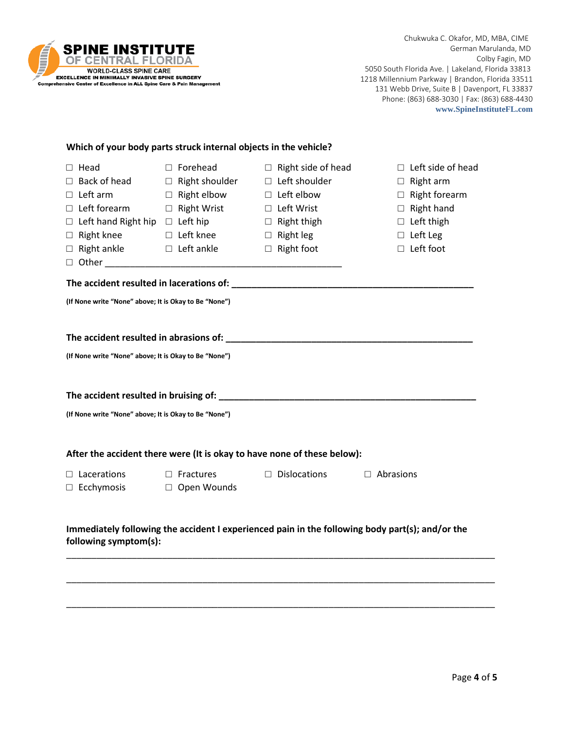**SPINE INSTITUTE OF CENTRAL FLORIDA**
WORLD-CLASS SPINE CARE
EXCELLENCE IN MINIMALLY INVASIVE SPINE SURGERY
Comprehensive Center of Excellence in ALL Spine Care & Pain Management

Chukwuka C. Okafor, MD, MBA, CIME
German Marulanda, MD
Colby Fagin, MD
5050 South Florida Ave. | Lakeland, Florida 33813
1218 Millennium Parkway | Brandon, Florida 33511
131 Webb Drive, Suite B | Davenport, FL 33837
Phone: (863) 688-3030 | Fax: (863) 688-4430
www.SpineInstituteFL.com

**Which of your body parts struck internal objects in the vehicle?**

| | | | |
|---|---|---|---|
| ☐ Head | ☐ Forehead | ☐ Right side of head | ☐ Left side of head |
| ☐ Back of head | ☐ Right shoulder | ☐ Left shoulder | ☐ Right arm |
| ☐ Left arm | ☐ Right elbow | ☐ Left elbow | ☐ Right forearm |
| ☐ Left forearm | ☐ Right Wrist | ☐ Left Wrist | ☐ Right hand |
| ☐ Left hand Right hip | ☐ Left hip | ☐ Right thigh | ☐ Left thigh |
| ☐ Right knee | ☐ Left knee | ☐ Right leg | ☐ Left Leg |
| ☐ Right ankle | ☐ Left ankle | ☐ Right foot | ☐ Left foot |

☐ Other ______________________________________________

**The accident resulted in lacerations of:** ______________________________________________

**(If None write "None" above; It is Okay to Be "None")**

**The accident resulted in abrasions of:** ______________________________________________

**(If None write "None" above; It is Okay to Be "None")**

**The accident resulted in bruising of:** ______________________________________________

**(If None write "None" above; It is Okay to Be "None")**

**After the accident there were (It is okay to have none of these below):**

| | | | |
|---|---|---|---|
| ☐ Lacerations | ☐ Fractures | ☐ Dislocations | ☐ Abrasions |
| ☐ Ecchymosis | ☐ Open Wounds | | |

**Immediately following the accident I experienced pain in the following body part(s); and/or the following symptom(s):**

_______________________________________________________________________________

_______________________________________________________________________________

_______________________________________________________________________________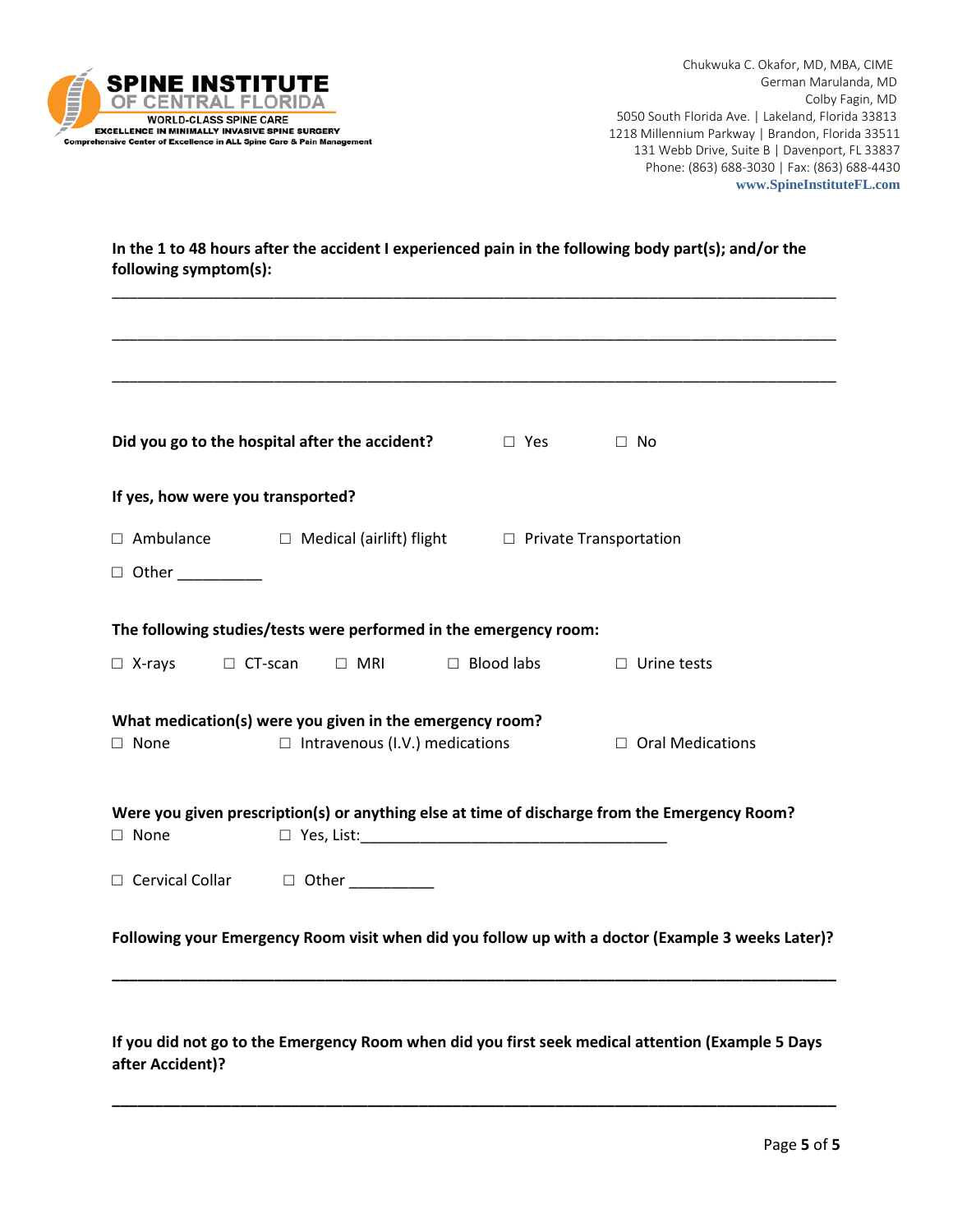**SPINE INSTITUTE OF CENTRAL FLORIDA**
WORLD-CLASS SPINE CARE
EXCELLENCE IN MINIMALLY INVASIVE SPINE SURGERY
Comprehensive Center of Excellence in ALL Spine Care & Pain Management

Chukwuka C. Okafor, MD, MBA, CIME
German Marulanda, MD
Colby Fagin, MD
5050 South Florida Ave. | Lakeland, Florida 33813
1218 Millennium Parkway | Brandon, Florida 33511
131 Webb Drive, Suite B | Davenport, FL 33837
Phone: (863) 688-3030 | Fax: (863) 688-4430
www.SpineInstituteFL.com

**In the 1 to 48 hours after the accident I experienced pain in the following body part(s); and/or the following symptom(s):**

______________________________________________________________________________

______________________________________________________________________________

______________________________________________________________________________

**Did you go to the hospital after the accident?** ☐ Yes ☐ No

**If yes, how were you transported?**

☐ Ambulance ☐ Medical (airlift) flight ☐ Private Transportation

☐ Other __________

**The following studies/tests were performed in the emergency room:**

☐ X-rays ☐ CT-scan ☐ MRI ☐ Blood labs ☐ Urine tests

**What medication(s) were you given in the emergency room?**

☐ None ☐ Intravenous (I.V.) medications ☐ Oral Medications

**Were you given prescription(s) or anything else at time of discharge from the Emergency Room?**

☐ None ☐ Yes, List:____________________________________

☐ Cervical Collar ☐ Other __________

**Following your Emergency Room visit when did you follow up with a doctor (Example 3 weeks Later)?**

______________________________________________________________________________

**If you did not go to the Emergency Room when did you first seek medical attention (Example 5 Days after Accident)?**

______________________________________________________________________________